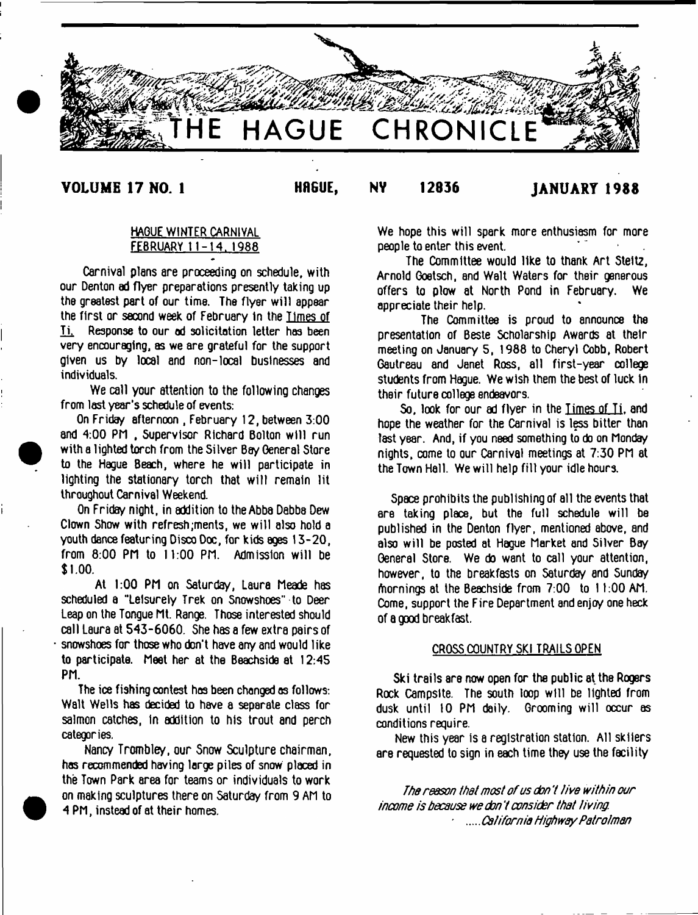# THE HAGUE CHRONICLE

**VOLUME 17 NO. 1** **HAGUE, NY 12836** **JANUARY 1988**

## HAGUE WINTER CARNIVAL FEBRUARY 11-14, 1988

Carnival plans are proceeding on schedule, with our Denton ad flyer preparations presently taking up the greatest part of our time. The flyer will appear the first or second week of February in the Times of Ti. Response to our ad solicitation letter has been very encouraging, as we are grateful for the support given us by local and non-local businesses and individuals.

We call your attention to the following changes from last year's schedule of events:

On Friday afternoon , February 12, between 3:00 and 4:00 PM , Supervisor Richard Bolton will run with a lighted torch from the Silver Bay General Store to the Hague Beach, where he will participate in lighting the stationary torch that will remain lit throughout Carnival Weekend.

On Friday night, in addition to the Abba Dabba Dew Clown Show with refresh;ments, we will also hold a youth dance featuring Disco Doc, for kids ages 13-20, from 8:00 PM to 11:00 PM. Admission will be $1.00.

At 1:00 PM on Saturday, Laura Meade has scheduled a "Leisurely Trek on Snowshoes" to Deer Leap on the Tongue Mt. Range. Those interested should call Laura at 543-6060. She has a few extra pairs of snowshoes for those who don't have any and would like to participate. Meet her at the Beachside at 12:45 PM.

The ice fishing contest has been changed as follows: Walt Wells has decided to have a separate class for salmon catches, in addition to his trout and perch categories.

Nancy Trombley, our Snow Sculpture chairman, has recommended having large piles of snow placed in the Town Park area for teams or individuals to work on making sculptures there on Saturday from 9 AM to 4 PM, instead of at their homes.

We hope this will spark more enthusiasm for more people to enter this event.

The Committee would like to thank Art Steitz, Arnold Goetsch, and Walt Waters for their generous offers to plow at North Pond in February. We appreciate their help.

The Committee is proud to announce the presentation of Beste Scholarship Awards at their meeting on January 5, 1988 to Cheryl Cobb, Robert Gautreau and Janet Ross, all first-year college students from Hague. We wish them the best of luck in their future college endeavors.

So, look for our ad flyer in the Times of Ti, and hope the weather for the Carnival is less bitter than last year. And, if you need something to do on Monday nights, come to our Carnival meetings at 7:30 PM at the Town Hall. We will help fill your idle hours.

Space prohibits the publishing of all the events that are taking place, but the full schedule will be published in the Denton flyer, mentioned above, and also will be posted at Hague Market and Silver Bay General Store. We do want to call your attention, however, to the breakfasts on Saturday and Sunday mornings at the Beachside from 7:00 to 11:00 AM. Come, support the Fire Department and enjoy one heck of a good breakfast.

## CROSS COUNTRY SKI TRAILS OPEN

Ski trails are now open for the public at the Rogers Rock Campsite. The south loop will be lighted from dusk until 10 PM daily. Grooming will occur as conditions require.

New this year is a registration station. All skiiers are requested to sign in each time they use the facility

*The reason that most of us don't live within our income is because we don't consider that living.*
*.....California Highway Patrolman*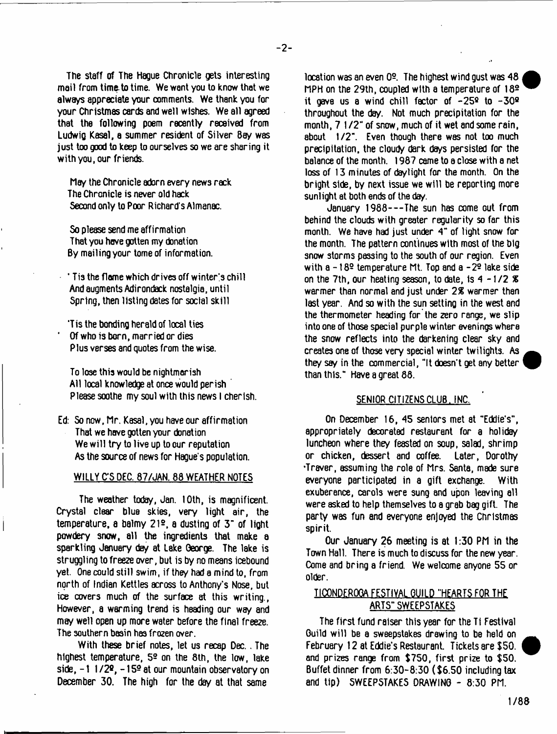The staff of The Hague Chronicle gets interesting mail from time to time. We want you to know that we always appreciate your comments. We thank you for your Christmas cards and well wishes. We all agreed that the following poem recently received from Ludwig Kasel, a summer resident of Silver Bay was just too good to keep to ourselves so we are sharing it with you, our friends.

May the Chronicle adorn every news rack  
The Chronicle is never old hack  
Second only to Poor Richard's Almanac.

So please send me affirmation  
That you have gotten my donation  
By mailing your tome of information.

'Tis the flame which drives off winter's chill  
And augments Adirondack nostalgia, until  
Spring, then listing dates for social skill

'Tis the bonding herald of local ties  
Of who is born, married or dies  
Plus verses and quotes from the wise.

To lose this would be nightmarish  
All local knowledge at once would perish  
Please soothe my soul with this news I cherish.

Ed: So now, Mr. Kasel, you have our affirmation  
That we have gotten your donation  
We will try to live up to our reputation  
As the source of news for Hague's population.

## WILLY C'S DEC. 87/JAN. 88 WEATHER NOTES

The weather today, Jan. 10th, is magnificent. Crystal clear blue skies, very light air, the temperature, a balmy 21º, a dusting of 3" of light powdery snow, all the ingredients that make a sparkling January day at Lake George. The lake is struggling to freeze over, but is by no means icebound yet. One could still swim, if they had a mind to, from north of Indian Kettles across to Anthony's Nose, but ice covers much of the surface at this writing., However, a warming trend is heading our way and may well open up more water before the final freeze. The southern basin has frozen over.

With these brief notes, let us recap Dec. . The highest temperature, 5º on the 8th, the low, lake side, -1 1/2º, -15º at our mountain observatory on December 30. The high for the day at that same location was an even 0º. The highest wind gust was 48 MPH on the 29th, coupled with a temperature of 18º it gave us a wind chill factor of -25º to -30º throughout the day. Not much precipitation for the month, 7 1/2" of snow, much of it wet and some rain, about 1/2". Even though there was not too much precipitation, the cloudy dark days persisted for the balance of the month. 1987 came to a close with a net loss of 13 minutes of daylight for the month. On the bright side, by next issue we will be reporting more sunlight at both ends of the day.

January 1988---The sun has come out from behind the clouds with greater regularity so far this month. We have had just under 4" of light snow for the month. The pattern continues with most of the big snow storms passing to the south of our region. Even with a -18º temperature Mt. Top and a -2º lake side on the 7th, our heating season, to date, is 4 -1/2 % warmer than normal and just under 2% warmer than last year. And so with the sun setting in the west and the thermometer heading for the zero range, we slip into one of those special purple winter evenings where the snow reflects into the darkening clear sky and creates one of those very special winter twilights. As they say in the commercial, "It doesn't get any better than this." Have a great 88.

## SENIOR CITIZENS CLUB, INC.

On December 16, 45 seniors met at "Eddie's", appropriately decorated restaurant for a holiday luncheon where they feasted on soup, salad, shrimp or chicken, dessert and coffee. Later, Dorothy Traver, assuming the role of Mrs. Santa, made sure everyone participated in a gift exchange. With exuberance, carols were sung and upon leaving all were asked to help themselves to a grab bag gift. The party was fun and everyone enjoyed the Christmas spirit.

Our January 26 meeting is at 1:30 PM in the Town Hall. There is much to discuss for the new year. Come and bring a friend. We welcome anyone 55 or older.

## TICONDEROGA FESTIVAL GUILD "HEARTS FOR THE ARTS" SWEEPSTAKES

The first fund raiser this year for the Ti Festival Guild will be a sweepstakes drawing to be held on February 12 at Eddie's Restaurant. Tickets are $50. and prizes range from $750, first prize to $50. Buffet dinner from 6:30-8:30 ($6.50 including tax and tip) SWEEPSTAKES DRAWING - 8:30 PM.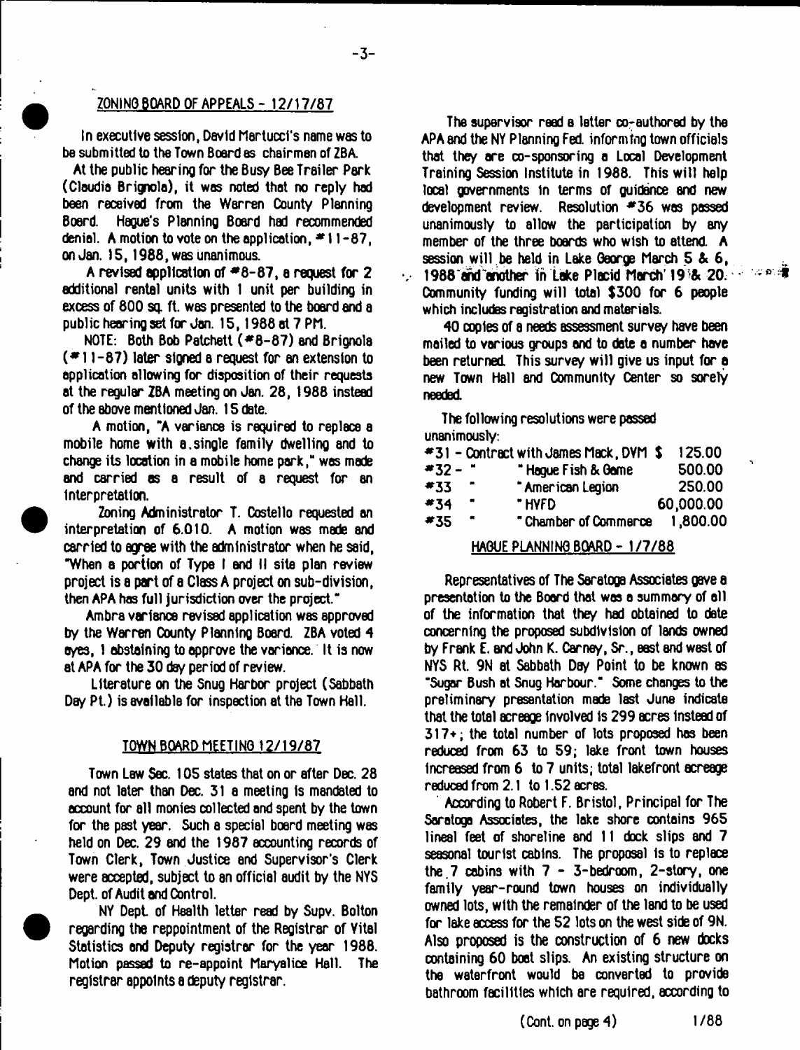## ZONING BOARD OF APPEALS - 12/17/87

In executive session, David Martucci's name was to be submitted to the Town Board as chairman of ZBA.

At the public hearing for the Busy Bee Trailer Park (Claudia Brignola), it was noted that no reply had been received from the Warren County Planning Board. Hague's Planning Board had recommended denial. A motion to vote on the application, #11-87, on Jan. 15, 1988, was unanimous.

A revised application of #8-87, a request for 2 additional rental units with 1 unit per building in excess of 800 sq. ft. was presented to the board and a public hearing set for Jan. 15, 1988 at 7 PM.

NOTE: Both Bob Patchett (#8-87) and Brignola (#11-87) later signed a request for an extension to application allowing for disposition of their requests at the regular ZBA meeting on Jan. 28, 1988 instead of the above mentioned Jan. 15 date.

A motion, "A variance is required to replace a mobile home with a single family dwelling and to change its location in a mobile home park," was made and carried as a result of a request for an interpretation.

Zoning Administrator T. Costello requested an interpretation of 6.010. A motion was made and carried to agree with the administrator when he said, "When a portion of Type I and II site plan review project is a part of a Class A project on sub-division, then APA has full jurisdiction over the project."

Ambra variance revised application was approved by the Warren County Planning Board. ZBA voted 4 ayes, 1 abstaining to approve the variance. It is now at APA for the 30 day period of review.

Literature on the Snug Harbor project (Sabbath Day Pt.) is available for inspection at the Town Hall.

## TOWN BOARD MEETING 12/19/87

Town Law Sec. 105 states that on or after Dec. 28 and not later than Dec. 31 a meeting is mandated to account for all monies collected and spent by the town for the past year. Such a special board meeting was held on Dec. 29 and the 1987 accounting records of Town Clerk, Town Justice and Supervisor's Clerk were accepted, subject to an official audit by the NYS Dept. of Audit and Control.

NY Dept. of Health letter read by Supv. Bolton regarding the reppointment of the Registrar of Vital Statistics and Deputy registrar for the year 1988. Motion passed to re-appoint Maryalice Hall. The registrar appoints a deputy registrar.

The supervisor read a letter co-authored by the APA and the NY Planning Fed. informing town officials that they are co-sponsoring a Local Development Training Session Institute in 1988. This will help local governments in terms of guidance and new development review. Resolution #36 was passed unanimously to allow the participation by any member of the three boards who wish to attend. A session will be held in Lake George March 5 & 6, 1988 and another in Lake Placid March 19 & 20. Community funding will total $300 for 6 people which includes registration and materials.

40 copies of a needs assessment survey have been mailed to various groups and to date a number have been returned. This survey will give us input for a new Town Hall and Community Center so sorely needed.

The following resolutions were passed unanimously:

| | | |
|---|---|---|
| #31 - | Contract with James Mack, DVM | $ 125.00 |
| #32 - | " Hague Fish & Game | 500.00 |
| #33 | " American Legion | 250.00 |
| #34 | " HVFD | 60,000.00 |
| #35 | " Chamber of Commerce | 1,800.00 |

## HAGUE PLANNING BOARD - 1/7/88

Representatives of The Saratoga Associates gave a presentation to the Board that was a summary of all of the information that they had obtained to date concerning the proposed subdivision of lands owned by Frank E. and John K. Carney, Sr., east and west of NYS Rt. 9N at Sabbath Day Point to be known as "Sugar Bush at Snug Harbour." Some changes to the preliminary presentation made last June indicate that the total acreage involved is 299 acres instead of 317+; the total number of lots proposed has been reduced from 63 to 59; lake front town houses increased from 6 to 7 units; total lakefront acreage reduced from 2.1 to 1.52 acres.

According to Robert F. Bristol, Principal for The Saratoga Associates, the lake shore contains 965 lineal feet of shoreline and 11 dock slips and 7 seasonal tourist cabins. The proposal is to replace the 7 cabins with 7 - 3-bedroom, 2-story, one family year-round town houses on individually owned lots, with the remainder of the land to be used for lake access for the 52 lots on the west side of 9N. Also proposed is the construction of 6 new docks containing 60 boat slips. An existing structure on the waterfront would be converted to provide bathroom facilities which are required, according to

(Cont. on page 4)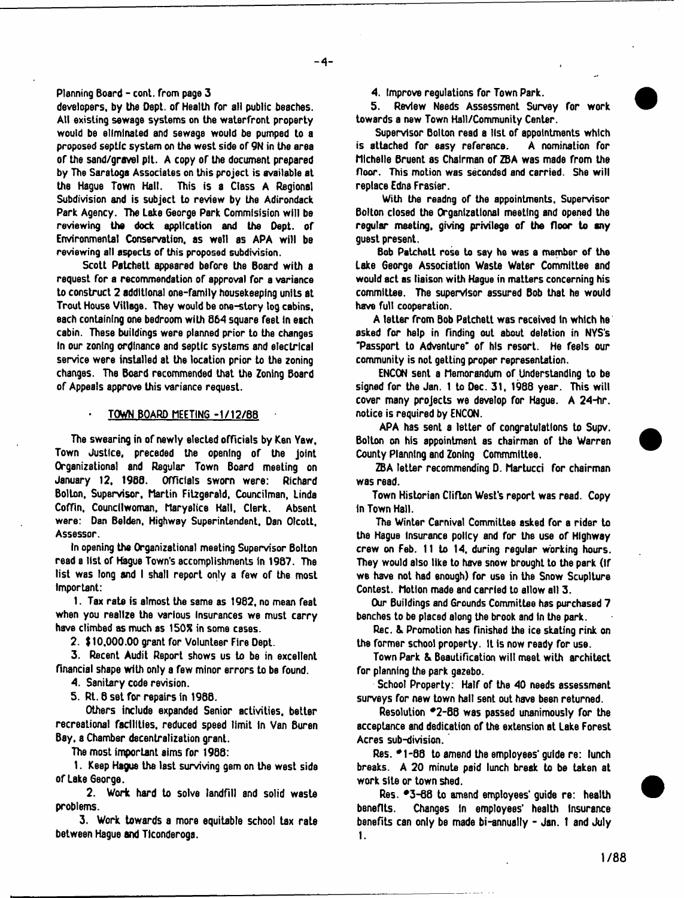Planning Board - cont. from page 3

developers, by the Dept. of Health for all public beaches. All existing sewage systems on the waterfront property would be eliminated and sewage would be pumped to a proposed septic system on the west side of 9N in the area of the sand/gravel pit. A copy of the document prepared by The Saratoga Associates on this project is available at the Hague Town Hall. This is a Class A Regional Subdivision and is subject to review by the Adirondack Park Agency. The Lake George Park Commisision will be reviewing the dock application and the Dept. of Environmental Conservation, as well as APA will be reviewing all aspects of this proposed subdivision.

Scott Patchett appeared before the Board with a request for a recommendation of approval for a variance to construct 2 additional one-family housekeeping units at Trout House Village. They would be one-story log cabins, each containing one bedroom with 864 square feet in each cabin. These buildings were planned prior to the changes in our zoning ordinance and septic systems and electrical service were installed at the location prior to the zoning changes. The Board recommended that the Zoning Board of Appeals approve this variance request.

## TOWN BOARD MEETING -1/12/88

The swearing in of newly elected officials by Ken Yaw, Town Justice, preceded the opening of the joint Organizational and Regular Town Board meeting on January 12, 1988. Officials sworn were: Richard Bolton, Supervisor, Martin Fitzgerald, Councilman, Linda Coffin, Councilwoman, Maryalice Hall, Clerk. Absent were: Dan Belden, Highway Superintendent, Dan Olcott, Assessor.

In opening the Organizational meeting Supervisor Bolton read a list of Hague Town's accomplishments in 1987. The list was long and I shall report only a few of the most important:

1. Tax rate is almost the same as 1982, no mean feat when you realize the various insurances we must carry have climbed as much as 150% in some cases.
2. $10,000.00 grant for Volunteer Fire Dept.
3. Recent Audit Report shows us to be in excellent financial shape with only a few minor errors to be found.
4. Sanitary code revision.
5. Rt. 8 set for repairs in 1988.

Others include expanded Senior activities, better recreational facilities, reduced speed limit in Van Buren Bay, a Chamber decentralization grant.

The most important aims for 1988:

1. Keep Hague the last surviving gem on the west side of Lake George.
2. Work hard to solve landfill and solid waste problems.
3. Work towards a more equitable school tax rate between Hague and Ticonderoga.
4. Improve regulations for Town Park.
5. Review Needs Assessment Survey for work towards a new Town Hall/Community Center.

Supervisor Bolton read a list of appointments which is attached for easy reference. A nomination for Michelle Bruent as Chairman of ZBA was made from the floor. This motion was seconded and carried. She will replace Edna Frasier.

With the readng of the appointments, Supervisor Bolton closed the Organizational meeting and opened the regular meeting, giving privilege of the floor to any guest present.

Bob Patchett rose to say he was a member of the Lake George Association Waste Water Committee and would act as liaison with Hague in matters concerning his committee. The supervisor assured Bob that he would have full cooperation.

A letter from Bob Patchett was received in which he asked for help in finding out about deletion in NYS's "Passport to Adventure" of his resort. He feels our community is not getting proper representation.

ENCON sent a Memorandum of Understanding to be signed for the Jan. 1 to Dec. 31, 1988 year. This will cover many projects we develop for Hague. A 24-hr. notice is required by ENCON.

APA has sent a letter of congratulations to Supv. Bolton on his appointment as chairman of the Warren County Planning and Zoning Commmittee.

ZBA letter recommending D. Martucci for chairman was read.

Town Historian Clifton West's report was read. Copy in Town Hall.

The Winter Carnival Committee asked for a rider to the Hague insurance policy and for the use of Highway crew on Feb. 11 to 14, during regular working hours. They would also like to have snow brought to the park (if we have not had enough) for use in the Snow Scuplture Contest. Motion made and carried to allow all 3.

Our Buildings and Grounds Committee has purchased 7 benches to be placed along the brook and in the park.

Rec. & Promotion has finished the ice skating rink on the former school property. It is now ready for use.

Town Park & Beautification will meet with architect for planning the park gazebo.

School Property: Half of the 40 needs assessment surveys for new town hall sent out have been returned.

Resolution #2-88 was passed unanimously for the acceptance and dedication of the extension at Lake Forest Acres sub-division.

Res. #1-88 to amend the employees' guide re: lunch breaks. A 20 minute paid lunch break to be taken at work site or town shed.

Res. #3-88 to amend employees' guide re: health benefits. Changes in employees' health insurance benefits can only be made bi-annually - Jan. 1 and July 1.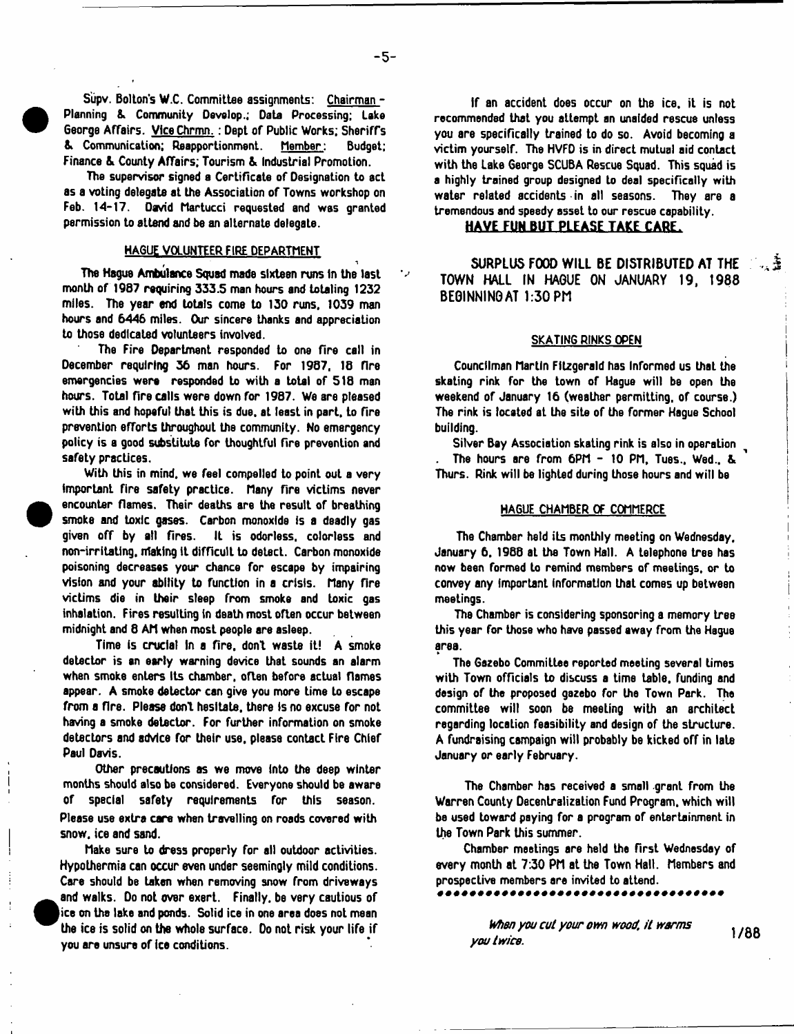Supv. Bolton's W.C. Committee assignments: Chairman - Planning & Community Develop.; Data Processing; Lake George Affairs. Vice Chrmn.: Dept of Public Works; Sheriff's & Communication; Reapportionment. Member: Budget; Finance & County Affairs; Tourism & Industrial Promotion.

The supervisor signed a Certificate of Designation to act as a voting delegate at the Association of Towns workshop on Feb. 14-17. David Martucci requested and was granted permission to attend and be an alternate delegate.

## HAGUE VOLUNTEER FIRE DEPARTMENT

The Hague Ambulance Squad made sixteen runs in the last month of 1987 requiring 333.5 man hours and totaling 1232 miles. The year end totals come to 130 runs, 1039 man hours and 6446 miles. Our sincere thanks and appreciation to those dedicated volunteers involved.

The Fire Department responded to one fire call in December requiring 36 man hours. For 1987, 18 fire emergencies were responded to with a total of 518 man hours. Total fire calls were down for 1987. We are pleased with this and hopeful that this is due, at least in part, to fire prevention efforts throughout the community. No emergency policy is a good substitute for thoughtful fire prevention and safety practices.

With this in mind, we feel compelled to point out a very important fire safety practice. Many fire victims never encounter flames. Their deaths are the result of breathing smoke and toxic gases. Carbon monoxide is a deadly gas given off by all fires. It is odorless, colorless and non-irritating, making it difficult to detect. Carbon monoxide poisoning decreases your chance for escape by impairing vision and your ability to function in a crisis. Many fire victims die in their sleep from smoke and toxic gas inhalation. Fires resulting in death most often occur between midnight and 8 AM when most people are asleep.

Time is crucial in a fire, don't waste it! A smoke detector is an early warning device that sounds an alarm when smoke enters its chamber, often before actual flames appear. A smoke detector can give you more time to escape from a fire. Please don't hesitate, there is no excuse for not having a smoke detector. For further information on smoke detectors and advice for their use, please contact Fire Chief Paul Davis.

Other precautions as we move into the deep winter months should also be considered. Everyone should be aware of special safety requirements for this season. Please use extra care when travelling on roads covered with snow, ice and sand.

Make sure to dress properly for all outdoor activities. Hypothermia can occur even under seemingly mild conditions. Care should be taken when removing snow from driveways and walks. Do not over exert. Finally, be very cautious of ice on the lake and ponds. Solid ice in one area does not mean the ice is solid on the whole surface. Do not risk your life if you are unsure of ice conditions.

If an accident does occur on the ice, it is not recommended that you attempt an unaided rescue unless you are specifically trained to do so. Avoid becoming a victim yourself. The HVFD is in direct mutual aid contact with the Lake George SCUBA Rescue Squad. This squad is a highly trained group designed to deal specifically with water related accidents in all seasons. They are a tremendous and speedy asset to our rescue capability.

**HAVE FUN BUT PLEASE TAKE CARE.**

**SURPLUS FOOD WILL BE DISTRIBUTED AT THE TOWN HALL IN HAGUE ON JANUARY 19, 1988 BEGINNING AT 1:30 PM**

## SKATING RINKS OPEN

Councilman Martin Fitzgerald has informed us that the skating rink for the town of Hague will be open the weekend of January 16 (weather permitting, of course.) The rink is located at the site of the former Hague School building.

Silver Bay Association skating rink is also in operation. The hours are from 6PM - 10 PM, Tues., Wed., & Thurs. Rink will be lighted during those hours and will be

## HAGUE CHAMBER OF COMMERCE

The Chamber held its monthly meeting on Wednesday, January 6, 1988 at the Town Hall. A telephone tree has now been formed to remind members of meetings, or to convey any important information that comes up between meetings.

The Chamber is considering sponsoring a memory tree this year for those who have passed away from the Hague area.

The Gazebo Committee reported meeting several times with Town officials to discuss a time table, funding and design of the proposed gazebo for the Town Park. The committee will soon be meeting with an architect regarding location feasibility and design of the structure. A fundraising campaign will probably be kicked off in late January or early February.

The Chamber has received a small grant from the Warren County Decentralization Fund Program, which will be used toward paying for a program of entertainment in the Town Park this summer.

Chamber meetings are held the first Wednesday of every month at 7:30 PM at the Town Hall. Members and prospective members are invited to attend.

*When you cut your own wood, it warms you twice.*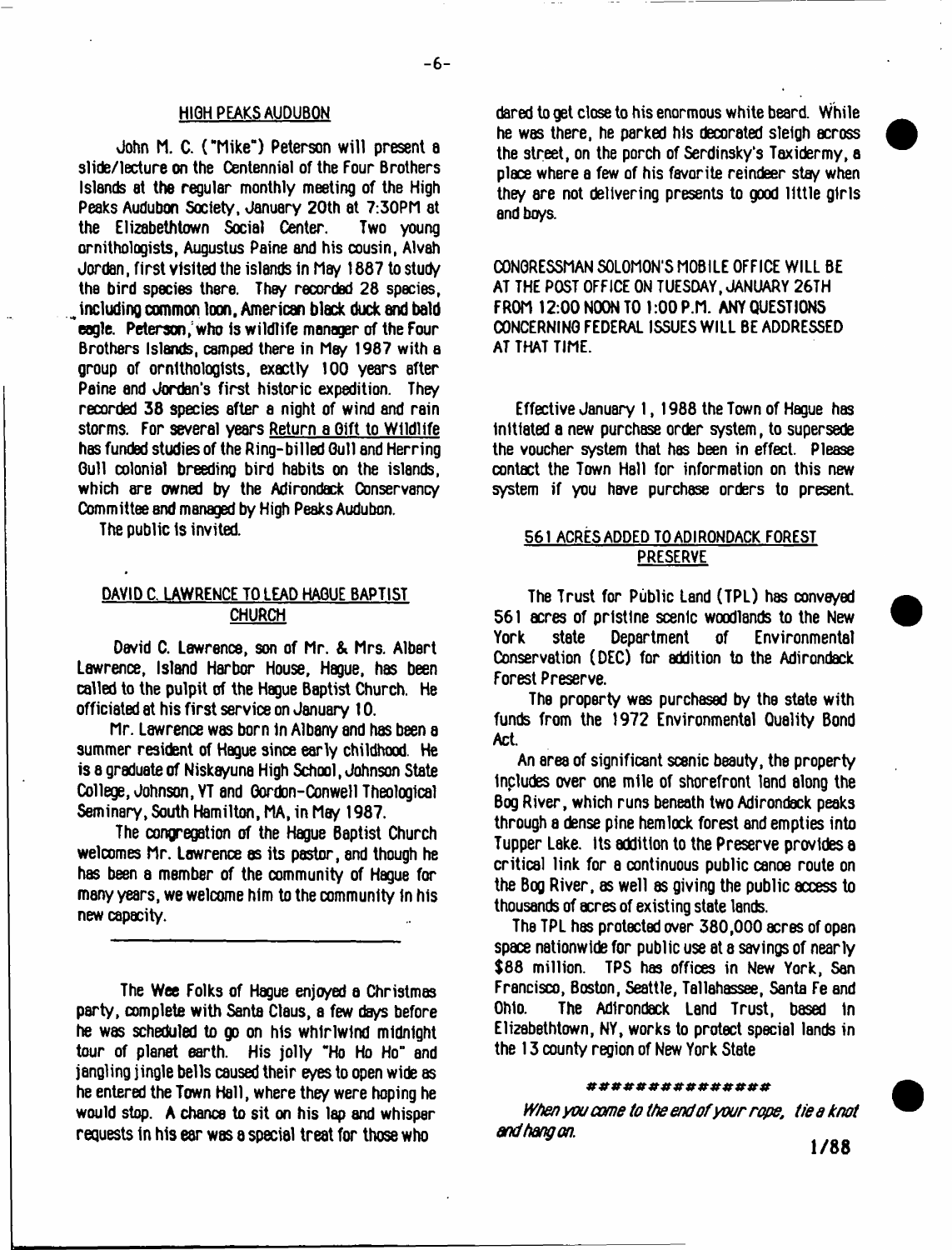## HIGH PEAKS AUDUBON

John M. C. ("Mike") Peterson will present a slide/lecture on the Centennial of the Four Brothers Islands at the regular monthly meeting of the High Peaks Audubon Society, January 20th at 7:30PM at the Elizabethtown Social Center. Two young ornithologists, Augustus Paine and his cousin, Alvah Jordan, first visited the islands in May 1887 to study the bird species there. They recorded 28 species, including common loon, American black duck and bald eagle. Peterson, who is wildlife manager of the Four Brothers Islands, camped there in May 1987 with a group of ornithologists, exactly 100 years after Paine and Jordan's first historic expedition. They recorded 38 species after a night of wind and rain storms. For several years Return a Gift to Wildlife has funded studies of the Ring-billed Gull and Herring Gull colonial breeding bird habits on the islands, which are owned by the Adirondack Conservancy Committee and managed by High Peaks Audubon.

The public is invited.

## DAVID C. LAWRENCE TO LEAD HAGUE BAPTIST CHURCH

David C. Lawrence, son of Mr. & Mrs. Albert Lawrence, Island Harbor House, Hague, has been called to the pulpit of the Hague Baptist Church. He officiated at his first service on January 10.

Mr. Lawrence was born in Albany and has been a summer resident of Hague since early childhood. He is a graduate of Niskayuna High School, Johnson State College, Johnson, VT and Gordon-Conwell Theological Seminary, South Hamilton, MA, in May 1987.

The congregation of the Hague Baptist Church welcomes Mr. Lawrence as its pastor, and though he has been a member of the community of Hague for many years, we welcome him to the community in his new capacity.

---

The Wee Folks of Hague enjoyed a Christmas party, complete with Santa Claus, a few days before he was scheduled to go on his whirlwind midnight tour of planet earth. His jolly "Ho Ho Ho" and jangling jingle bells caused their eyes to open wide as he entered the Town Hall, where they were hoping he would stop. A chance to sit on his lap and whisper requests in his ear was a special treat for those who dared to get close to his enormous white beard. While he was there, he parked his decorated sleigh across the street, on the porch of Serdinsky's Taxidermy, a place where a few of his favorite reindeer stay when they are not delivering presents to good little girls and boys.

CONGRESSMAN SOLOMON'S MOBILE OFFICE WILL BE AT THE POST OFFICE ON TUESDAY, JANUARY 26TH FROM 12:00 NOON TO 1:00 P.M. ANY QUESTIONS CONCERNING FEDERAL ISSUES WILL BE ADDRESSED AT THAT TIME.

Effective January 1, 1988 the Town of Hague has initiated a new purchase order system, to supersede the voucher system that has been in effect. Please contact the Town Hall for information on this new system if you have purchase orders to present.

## 561 ACRES ADDED TO ADIRONDACK FOREST PRESERVE

The Trust for Public Land (TPL) has conveyed 561 acres of pristine scenic woodlands to the New York state Department of Environmental Conservation (DEC) for addition to the Adirondack Forest Preserve.

The property was purchased by the state with funds from the 1972 Environmental Quality Bond Act.

An area of significant scenic beauty, the property includes over one mile of shorefront land along the Bog River, which runs beneath two Adirondack peaks through a dense pine hemlock forest and empties into Tupper Lake. Its addition to the Preserve provides a critical link for a continuous public canoe route on the Bog River, as well as giving the public access to thousands of acres of existing state lands.

The TPL has protected over 380,000 acres of open space nationwide for public use at a savings of nearly $88 million. TPS has offices in New York, San Francisco, Boston, Seattle, Tallahassee, Santa Fe and Ohio. The Adirondack Land Trust, based in Elizabethtown, NY, works to protect special lands in the 13 county region of New York State

##############

*When you come to the end of your rope, tie a knot and hang on.*

1/88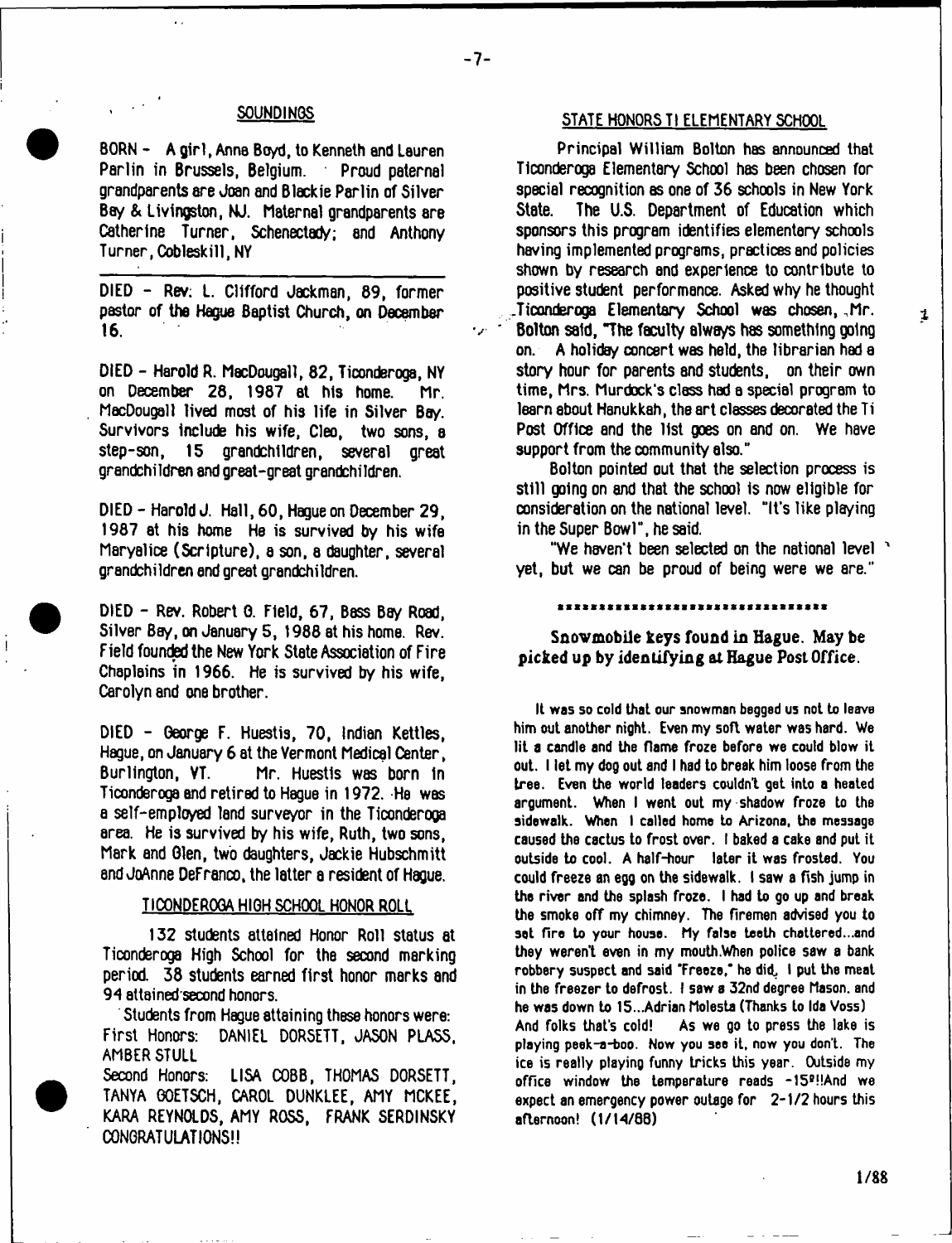## SOUNDINGS

BORN - A girl, Anna Boyd, to Kenneth and Lauren Parlin in Brussels, Belgium. Proud paternal grandparents are Joan and Blackie Parlin of Silver Bay & Livingston, NJ. Maternal grandparents are Catherine Turner, Schenectady; and Anthony Turner, Cobleskill, NY

---

DIED - Rev. L. Clifford Jackman, 89, former pastor of the Hague Baptist Church, on December 16.

DIED - Harold R. MacDougall, 82, Ticonderoga, NY on December 28, 1987 at his home. Mr. MacDougall lived most of his life in Silver Bay. Survivors include his wife, Cleo, two sons, a step-son, 15 grandchildren, several great grandchildren and great-great grandchildren.

DIED - Harold J. Hall, 60, Hague on December 29, 1987 at his home He is survived by his wife Maryalice (Scripture), a son, a daughter, several grandchildren and great grandchildren.

DIED - Rev. Robert G. Field, 67, Bass Bay Road, Silver Bay, on January 5, 1988 at his home. Rev. Field founded the New York State Association of Fire Chaplains in 1966. He is survived by his wife, Carolyn and one brother.

DIED - George F. Huestis, 70, Indian Kettles, Hague, on January 6 at the Vermont Medical Center, Burlington, VT. Mr. Huestis was born in Ticonderoga and retired to Hague in 1972. He was a self-employed land surveyor in the Ticonderoga area. He is survived by his wife, Ruth, two sons, Mark and Glen, two daughters, Jackie Hubschmitt and JoAnne DeFranco, the latter a resident of Hague.

## TICONDEROGA HIGH SCHOOL HONOR ROLL

132 students attained Honor Roll status at Ticonderoga High School for the second marking period. 38 students earned first honor marks and 94 attained second honors.

Students from Hague attaining these honors were:
First Honors: DANIEL DORSETT, JASON PLASS, AMBER STULL
Second Honors: LISA COBB, THOMAS DORSETT, TANYA GOETSCH, CAROL DUNKLEE, AMY MCKEE, KARA REYNOLDS, AMY ROSS, FRANK SERDINSKY
CONGRATULATIONS!!

## STATE HONORS TI ELEMENTARY SCHOOL

Principal William Bolton has announced that Ticonderoga Elementary School has been chosen for special recognition as one of 36 schools in New York State. The U.S. Department of Education which sponsors this program identifies elementary schools having implemented programs, practices and policies shown by research and experience to contribute to positive student performance. Asked why he thought Ticonderoga Elementary School was chosen, Mr. Bolton said, "The faculty always has something going on. A holiday concert was held, the librarian had a story hour for parents and students, on their own time, Mrs. Murdock's class had a special program to learn about Hanukkah, the art classes decorated the Ti Post Office and the list goes on and on. We have support from the community also."

Bolton pointed out that the selection process is still going on and that the school is now eligible for consideration on the national level. "It's like playing in the Super Bowl", he said.

"We haven't been selected on the national level yet, but we can be proud of being were we are."

********************************

**Snowmobile keys found in Hague. May be picked up by identifying at Hague Post Office.**

It was so cold that our snowman begged us not to leave him out another night. Even my soft water was hard. We lit a candle and the flame froze before we could blow it out. I let my dog out and I had to break him loose from the tree. Even the world leaders couldn't get into a heated argument. When I went out my shadow froze to the sidewalk. When I called home to Arizona, the message caused the cactus to frost over. I baked a cake and put it outside to cool. A half-hour later it was frosted. You could freeze an egg on the sidewalk. I saw a fish jump in the river and the splash froze. I had to go up and break the smoke off my chimney. The firemen advised you to set fire to your house. My false teeth chattered...and they weren't even in my mouth.When police saw a bank robbery suspect and said "Freeze," he did. I put the meat in the freezer to defrost. I saw a 32nd degree Mason. and he was down to 15...Adrian Molesta (Thanks to Ida Voss)
And folks that's cold! As we go to press the lake is playing peek-a-boo. Now you see it, now you don't. The ice is really playing funny tricks this year. Outside my office window the temperature reads -15º!!And we expect an emergency power outage for 2-1/2 hours this afternoon! (1/14/88)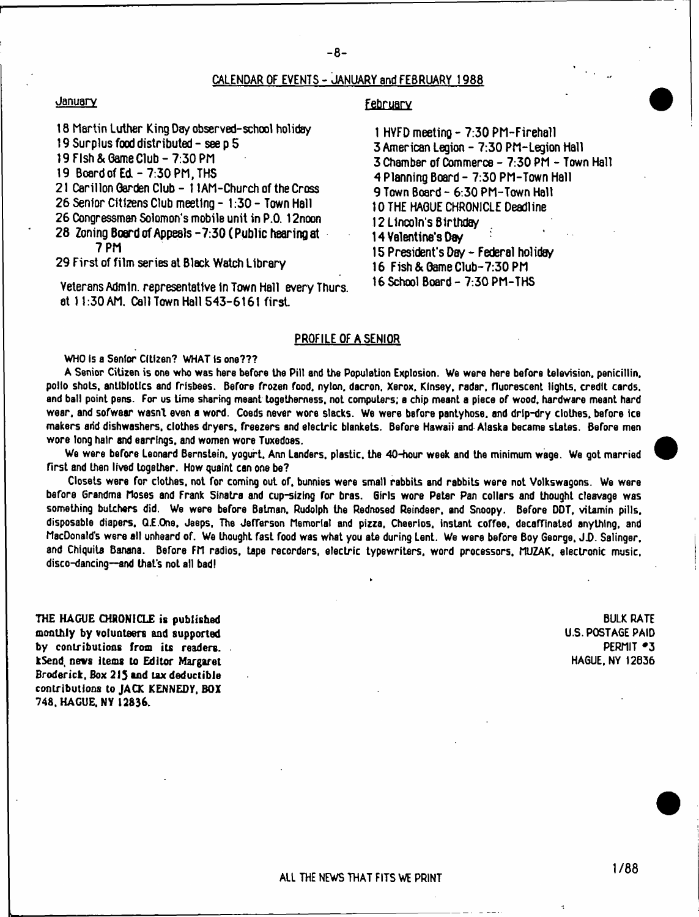## CALENDAR OF EVENTS - JANUARY and FEBRUARY 1988

### January

18 Martin Luther King Day observed-school holiday
19 Surplus food distributed - see p 5
19 Fish & Game Club - 7:30 PM
19 Board of Ed. - 7:30 PM, THS
21 Carillon Garden Club - 11AM-Church of the Cross
26 Senior Citizens Club meeting - 1:30 - Town Hall
26 Congressman Solomon's mobile unit in P.O. 12noon
28 Zoning Board of Appeals - 7:30 (Public hearing at 7 PM
29 First of film series at Black Watch Library

Veterans Admin. representative in Town Hall every Thurs. at 11:30 AM. Call Town Hall 543-6161 first.

### February

1 HVFD meeting - 7:30 PM-Firehall
3 American Legion - 7:30 PM-Legion Hall
3 Chamber of Commerce - 7:30 PM - Town Hall
4 Planning Board - 7:30 PM-Town Hall
9 Town Board - 6:30 PM-Town Hall
10 THE HAGUE CHRONICLE Deadline
12 Lincoln's Birthday
14 Valentine's Day
15 President's Day - Federal holiday
16 Fish & Game Club-7:30 PM
16 School Board - 7:30 PM-THS

## PROFILE OF A SENIOR

WHO is a Senior Citizen? WHAT is one???

A Senior Citizen is one who was here before the Pill and the Population Explosion. We were here before television, penicillin, polio shots, antibiotics and frisbees. Before frozen food, nylon, dacron, Xerox, Kinsey, radar, fluorescent lights, credit cards, and ball point pens. For us time sharing meant togetherness, not computers; a chip meant a piece of wood, hardware meant hard wear, and sofwear wasn't even a word. Coeds never wore slacks. We were before pantyhose, and drip-dry clothes, before ice makers and dishwashers, clothes dryers, freezers and electric blankets. Before Hawaii and Alaska became states. Before men wore long hair and earrings, and women wore Tuxedoes.

We were before Leonard Bernstein, yogurt, Ann Landers, plastic, the 40-hour week and the minimum wage. We got married first and then lived together. How quaint can one be?

Closets were for clothes, not for coming out of, bunnies were small rabbits and rabbits were not Volkswagons. We were before Grandma Moses and Frank Sinatra and cup-sizing for bras. Girls wore Peter Pan collars and thought cleavage was something butchers did. We were before Batman, Rudolph the Rednosed Reindeer, and Snoopy. Before DDT, vitamin pills, disposable diapers, Q.E.One, Jeeps, The Jefferson Memorial and pizza, Cheerios, instant coffee, decaffinated anything, and MacDonald's were all unheard of. We thought fast food was what you ate during Lent. We were before Boy George, J.D. Salinger, and Chiquita Banana. Before FM radios, tape recorders, electric typewriters, word processors, MUZAK, electronic music, disco-dancing--and that's not all bad!

**THE HAGUE CHRONICLE is published monthly by volunteers and supported by contributions from its readers. Send news items to Editor Margaret Broderick, Box 215 and tax deductible contributions to JACK KENNEDY, BOX 748, HAGUE, NY 12836.**

BULK RATE
U.S. POSTAGE PAID
PERMIT #3
HAGUE, NY 12836

ALL THE NEWS THAT FITS WE PRINT

1/88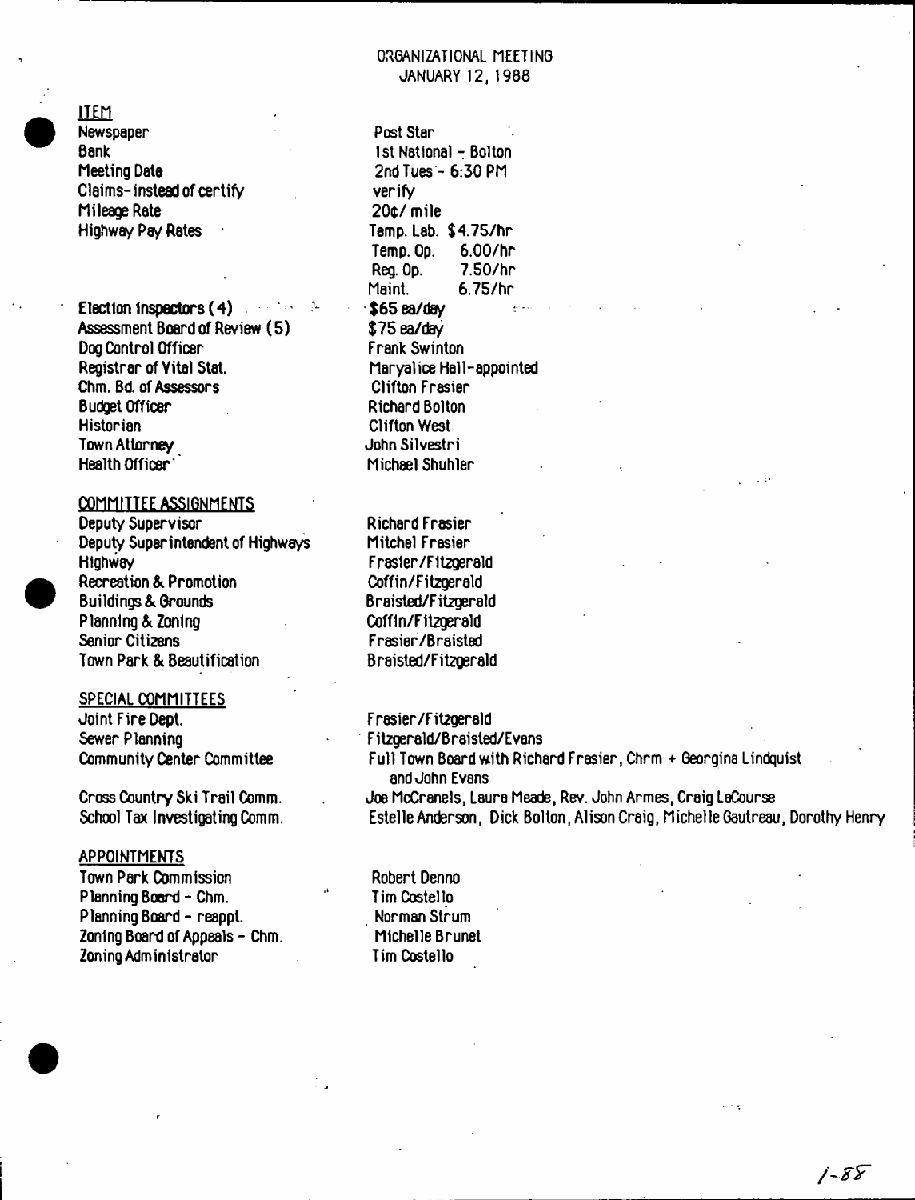ORGANIZATIONAL MEETING
JANUARY 12, 1988

| ITEM | |
|---|---|
| Newspaper | Post Star |
| Bank | 1st National - Bolton |
| Meeting Date | 2nd Tues - 6:30 PM |
| Claims- instead of certify | verify |
| Mileage Rate | 20¢/ mile |
| Highway Pay Rates | Temp. Lab. $4.75/hr |
| | Temp. Op. 6.00/hr |
| | Reg. Op. 7.50/hr |
| | Maint. 6.75/hr |
| Election Inspectors (4) | $65 ea/day |
| Assessment Board of Review (5) | $75 ea/day |
| Dog Control Officer | Frank Swinton |
| Registrar of Vital Stat. | Maryalice Hall-appointed |
| Chm. Bd. of Assessors | Clifton Frasier |
| Budget Officer | Richard Bolton |
| Historian | Clifton West |
| Town Attorney | John Silvestri |
| Health Officer | Michael Shuhler |

## COMMITTEE ASSIGNMENTS

| | |
|---|---|
| Deputy Supervisor | Richard Frasier |
| Deputy Superintendent of Highways | Mitchel Frasier |
| Highway | Frasier/Fitzgerald |
| Recreation & Promotion | Coffin/Fitzgerald |
| Buildings & Grounds | Braisted/Fitzgerald |
| Planning & Zoning | Coffin/Fitzgerald |
| Senior Citizens | Frasier/Braisted |
| Town Park & Beautification | Braisted/Fitzgerald |

## SPECIAL COMMITTEES

| | |
|---|---|
| Joint Fire Dept. | Frasier/Fitzgerald |
| Sewer Planning | Fitzgerald/Braisted/Evans |
| Community Center Committee | Full Town Board with Richard Frasier, Chrm + Georgina Lindquist and John Evans |
| Cross Country Ski Trail Comm. | Joe McCranels, Laura Meade, Rev. John Armes, Craig LaCourse |
| School Tax Investigating Comm. | Estelle Anderson, Dick Bolton, Alison Craig, Michelle Gautreau, Dorothy Henry |

## APPOINTMENTS

| | |
|---|---|
| Town Park Commission | Robert Denno |
| Planning Board - Chm. | Tim Costello |
| Planning Board - reappt. | Norman Strum |
| Zoning Board of Appeals - Chm. | Michelle Brunet |
| Zoning Administrator | Tim Costello |

1-88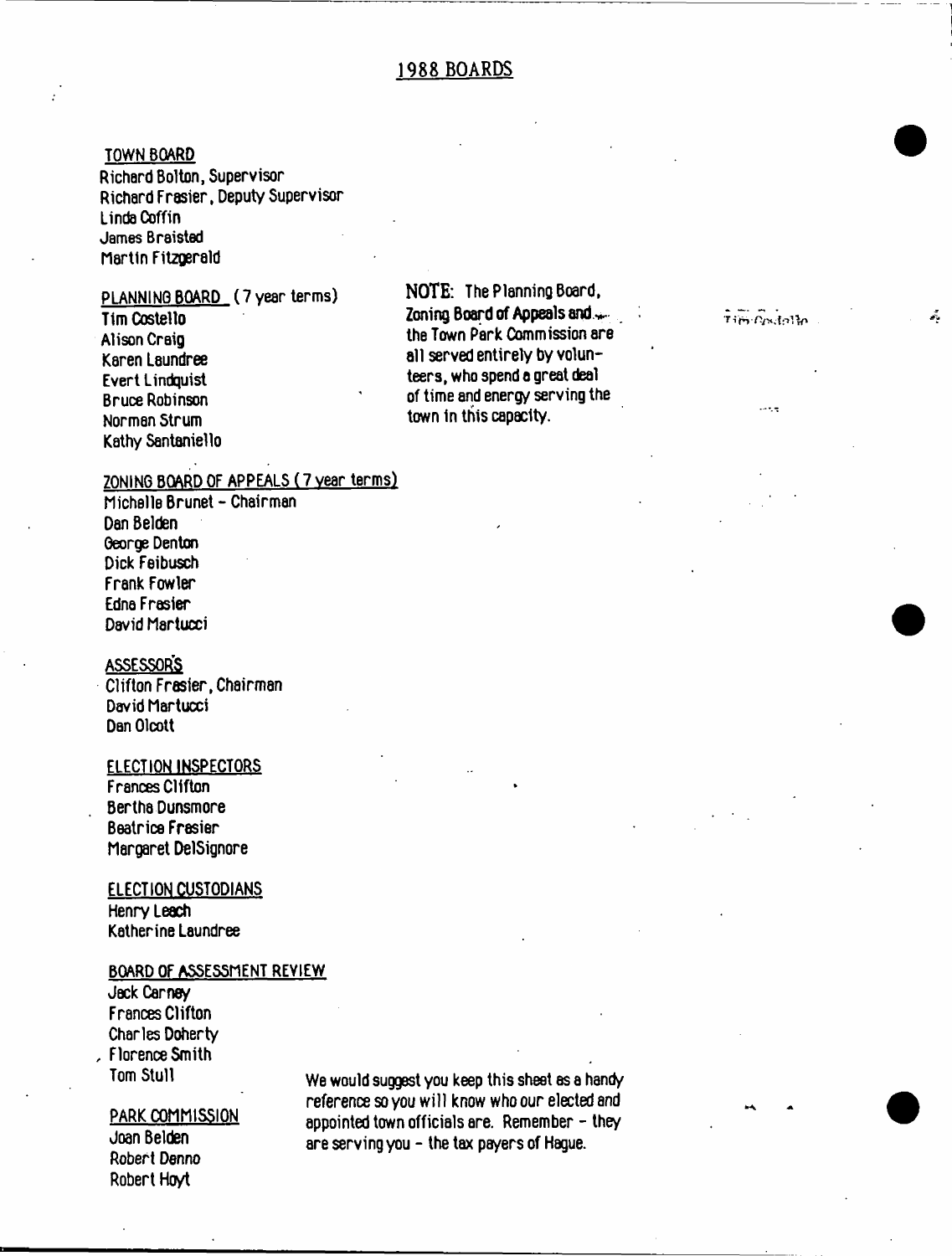# 1988 BOARDS

## TOWN BOARD

Richard Bolton, Supervisor
Richard Frasier, Deputy Supervisor
Linda Coffin
James Braisted
Martin Fitzgerald

## PLANNING BOARD (7 year terms)

Tim Costello
Alison Craig
Karen Laundree
Evert Lindquist
Bruce Robinson
Norman Strum
Kathy Santaniello

NOTE: The Planning Board, Zoning Board of Appeals and the Town Park Commission are all served entirely by volunteers, who spend a great deal of time and energy serving the town in this capacity.

## ZONING BOARD OF APPEALS (7 year terms)

Michelle Brunet - Chairman
Dan Belden
George Denton
Dick Feibusch
Frank Fowler
Edna Frasier
David Martucci

## ASSESSOR'S

Clifton Frasier, Chairman
David Martucci
Dan Olcott

## ELECTION INSPECTORS

Frances Clifton
Bertha Dunsmore
Beatrice Frasier
Margaret DelSignore

## ELECTION CUSTODIANS

Henry Leach
Katherine Laundree

## BOARD OF ASSESSMENT REVIEW

Jack Carney
Frances Clifton
Charles Doherty
Florence Smith
Tom Stull

## PARK COMMISSION

Joan Belden
Robert Denno
Robert Hoyt

We would suggest you keep this sheet as a handy reference so you will know who our elected and appointed town officials are. Remember - they are serving you - the tax payers of Hague.